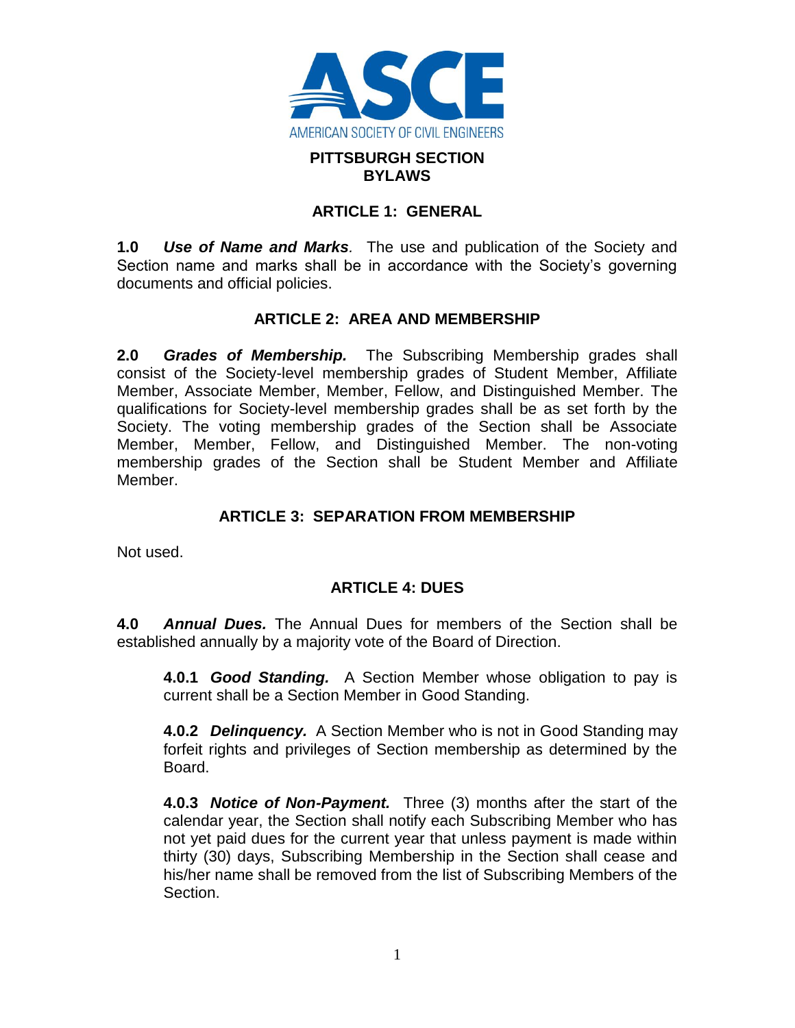# PITTSBURGH SECTION BYLAWS

## ARTICLE 1: GENERAL

**1.0** ***Use of Name and Marks***. The use and publication of the Society and Section name and marks shall be in accordance with the Society's governing documents and official policies.

## ARTICLE 2: AREA AND MEMBERSHIP

**2.0** ***Grades of Membership.*** The Subscribing Membership grades shall consist of the Society-level membership grades of Student Member, Affiliate Member, Associate Member, Member, Fellow, and Distinguished Member. The qualifications for Society-level membership grades shall be as set forth by the Society. The voting membership grades of the Section shall be Associate Member, Member, Fellow, and Distinguished Member. The non-voting membership grades of the Section shall be Student Member and Affiliate Member.

## ARTICLE 3: SEPARATION FROM MEMBERSHIP

Not used.

## ARTICLE 4: DUES

**4.0** ***Annual Dues.*** The Annual Dues for members of the Section shall be established annually by a majority vote of the Board of Direction.

**4.0.1** ***Good Standing.*** A Section Member whose obligation to pay is current shall be a Section Member in Good Standing.

**4.0.2** ***Delinquency.*** A Section Member who is not in Good Standing may forfeit rights and privileges of Section membership as determined by the Board.

**4.0.3** ***Notice of Non-Payment.*** Three (3) months after the start of the calendar year, the Section shall notify each Subscribing Member who has not yet paid dues for the current year that unless payment is made within thirty (30) days, Subscribing Membership in the Section shall cease and his/her name shall be removed from the list of Subscribing Members of the Section.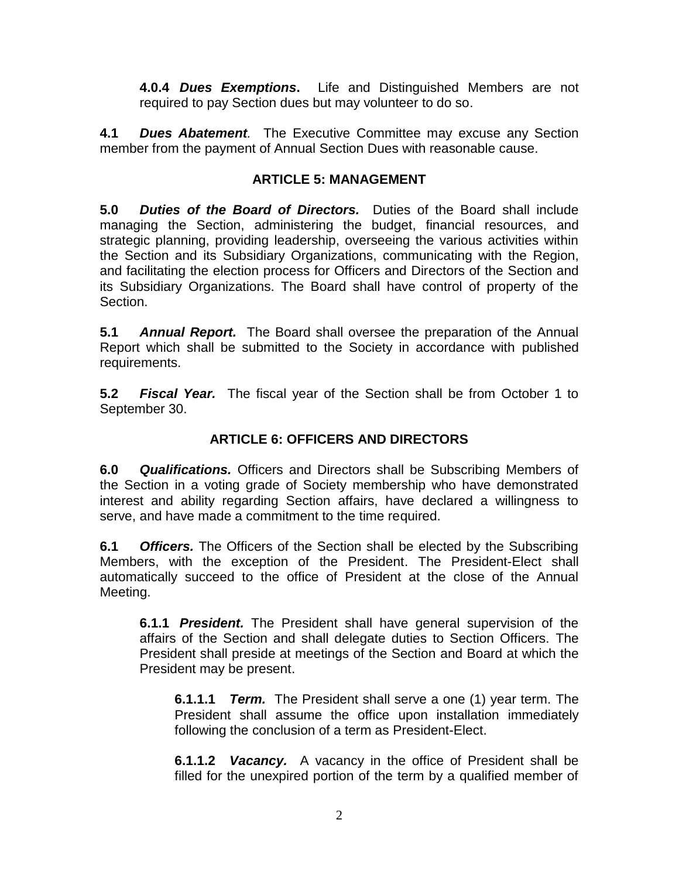**4.0.4** ***Dues Exemptions*****.** Life and Distinguished Members are not required to pay Section dues but may volunteer to do so.

**4.1** ***Dues Abatement*****.** The Executive Committee may excuse any Section member from the payment of Annual Section Dues with reasonable cause.

## ARTICLE 5: MANAGEMENT

**5.0** ***Duties of the Board of Directors.*** Duties of the Board shall include managing the Section, administering the budget, financial resources, and strategic planning, providing leadership, overseeing the various activities within the Section and its Subsidiary Organizations, communicating with the Region, and facilitating the election process for Officers and Directors of the Section and its Subsidiary Organizations. The Board shall have control of property of the Section.

**5.1** ***Annual Report.*** The Board shall oversee the preparation of the Annual Report which shall be submitted to the Society in accordance with published requirements.

**5.2** ***Fiscal Year.*** The fiscal year of the Section shall be from October 1 to September 30.

## ARTICLE 6: OFFICERS AND DIRECTORS

**6.0** ***Qualifications.*** Officers and Directors shall be Subscribing Members of the Section in a voting grade of Society membership who have demonstrated interest and ability regarding Section affairs, have declared a willingness to serve, and have made a commitment to the time required.

**6.1** ***Officers.*** The Officers of the Section shall be elected by the Subscribing Members, with the exception of the President. The President-Elect shall automatically succeed to the office of President at the close of the Annual Meeting.

**6.1.1** ***President.*** The President shall have general supervision of the affairs of the Section and shall delegate duties to Section Officers. The President shall preside at meetings of the Section and Board at which the President may be present.

**6.1.1.1** ***Term.*** The President shall serve a one (1) year term. The President shall assume the office upon installation immediately following the conclusion of a term as President-Elect.

**6.1.1.2** ***Vacancy.*** A vacancy in the office of President shall be filled for the unexpired portion of the term by a qualified member of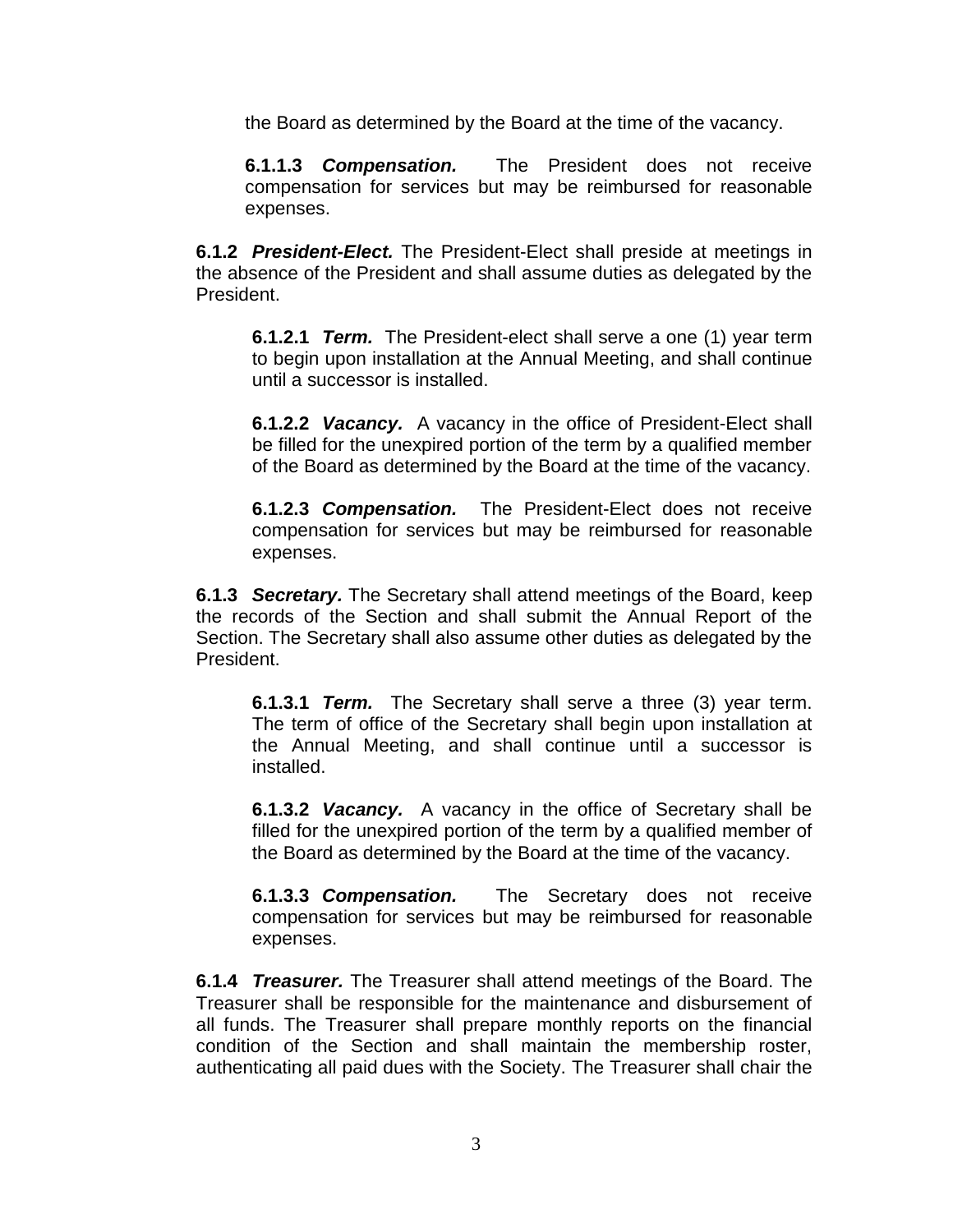the Board as determined by the Board at the time of the vacancy.

**6.1.1.3** ***Compensation.*** The President does not receive compensation for services but may be reimbursed for reasonable expenses.

**6.1.2** ***President-Elect.*** The President-Elect shall preside at meetings in the absence of the President and shall assume duties as delegated by the President.

**6.1.2.1** ***Term.*** The President-elect shall serve a one (1) year term to begin upon installation at the Annual Meeting, and shall continue until a successor is installed.

**6.1.2.2** ***Vacancy.*** A vacancy in the office of President-Elect shall be filled for the unexpired portion of the term by a qualified member of the Board as determined by the Board at the time of the vacancy.

**6.1.2.3** ***Compensation.*** The President-Elect does not receive compensation for services but may be reimbursed for reasonable expenses.

**6.1.3** ***Secretary.*** The Secretary shall attend meetings of the Board, keep the records of the Section and shall submit the Annual Report of the Section. The Secretary shall also assume other duties as delegated by the President.

**6.1.3.1** ***Term.*** The Secretary shall serve a three (3) year term. The term of office of the Secretary shall begin upon installation at the Annual Meeting, and shall continue until a successor is installed.

**6.1.3.2** ***Vacancy.*** A vacancy in the office of Secretary shall be filled for the unexpired portion of the term by a qualified member of the Board as determined by the Board at the time of the vacancy.

**6.1.3.3** ***Compensation.*** The Secretary does not receive compensation for services but may be reimbursed for reasonable expenses.

**6.1.4** ***Treasurer.*** The Treasurer shall attend meetings of the Board. The Treasurer shall be responsible for the maintenance and disbursement of all funds. The Treasurer shall prepare monthly reports on the financial condition of the Section and shall maintain the membership roster, authenticating all paid dues with the Society. The Treasurer shall chair the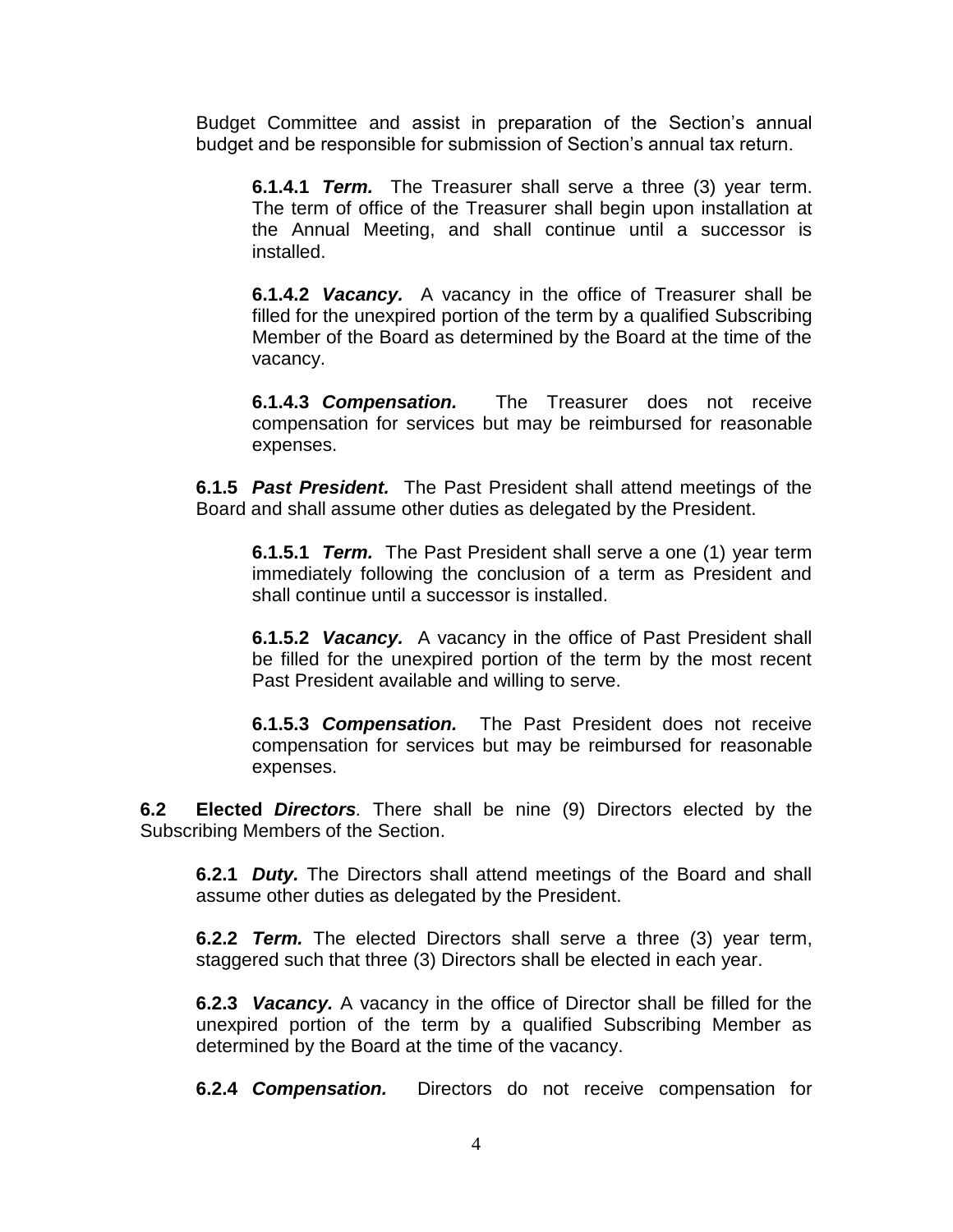Budget Committee and assist in preparation of the Section's annual budget and be responsible for submission of Section's annual tax return.

**6.1.4.1** ***Term.*** The Treasurer shall serve a three (3) year term. The term of office of the Treasurer shall begin upon installation at the Annual Meeting, and shall continue until a successor is installed.

**6.1.4.2** ***Vacancy.*** A vacancy in the office of Treasurer shall be filled for the unexpired portion of the term by a qualified Subscribing Member of the Board as determined by the Board at the time of the vacancy.

**6.1.4.3** ***Compensation.*** The Treasurer does not receive compensation for services but may be reimbursed for reasonable expenses.

**6.1.5** ***Past President.*** The Past President shall attend meetings of the Board and shall assume other duties as delegated by the President.

**6.1.5.1** ***Term.*** The Past President shall serve a one (1) year term immediately following the conclusion of a term as President and shall continue until a successor is installed.

**6.1.5.2** ***Vacancy.*** A vacancy in the office of Past President shall be filled for the unexpired portion of the term by the most recent Past President available and willing to serve.

**6.1.5.3** ***Compensation.*** The Past President does not receive compensation for services but may be reimbursed for reasonable expenses.

**6.2** **Elected *Directors*.** There shall be nine (9) Directors elected by the Subscribing Members of the Section.

**6.2.1** ***Duty.*** The Directors shall attend meetings of the Board and shall assume other duties as delegated by the President.

**6.2.2** ***Term.*** The elected Directors shall serve a three (3) year term, staggered such that three (3) Directors shall be elected in each year.

**6.2.3** ***Vacancy.*** A vacancy in the office of Director shall be filled for the unexpired portion of the term by a qualified Subscribing Member as determined by the Board at the time of the vacancy.

**6.2.4** ***Compensation.*** Directors do not receive compensation for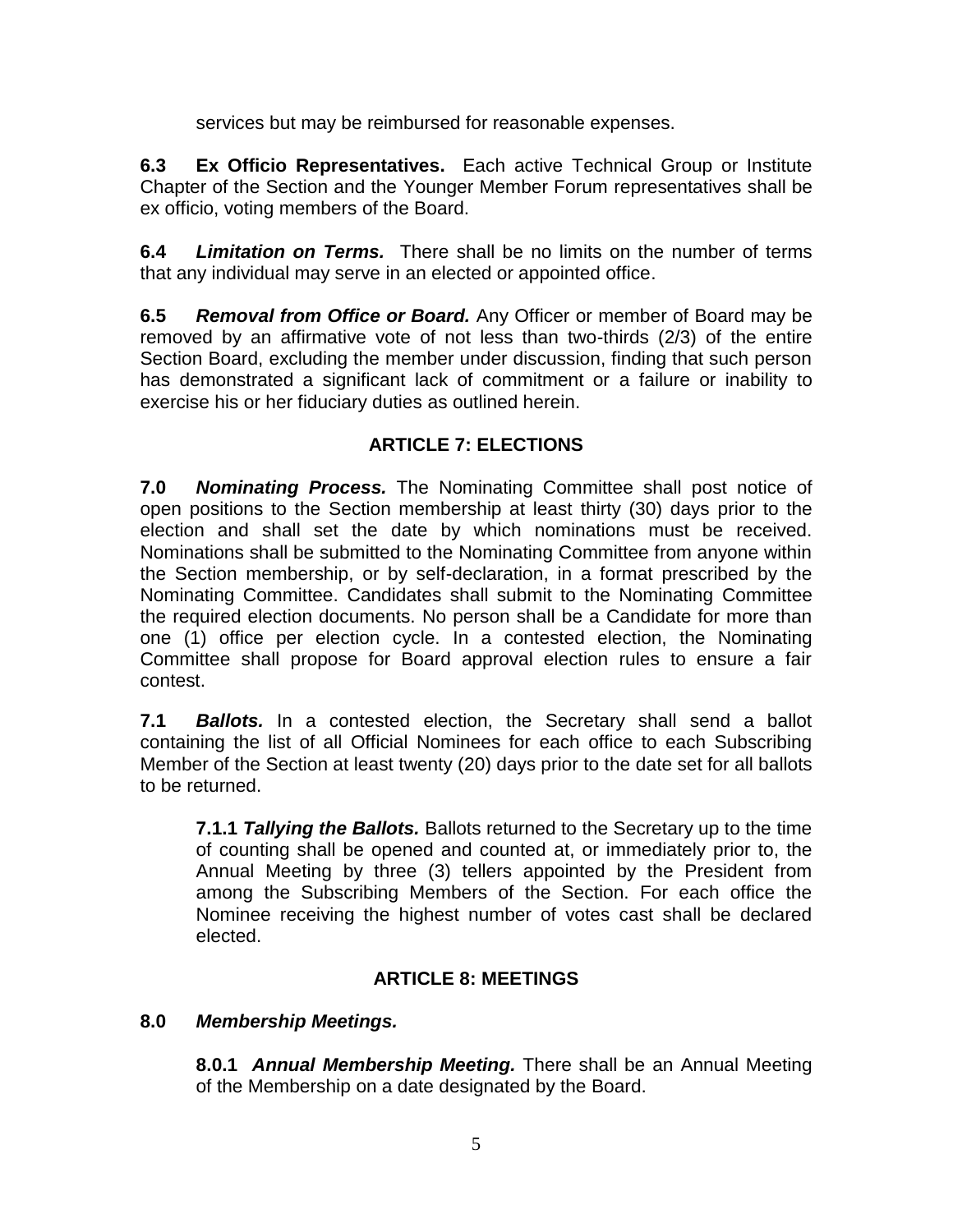services but may be reimbursed for reasonable expenses.

**6.3 Ex Officio Representatives.** Each active Technical Group or Institute Chapter of the Section and the Younger Member Forum representatives shall be ex officio, voting members of the Board.

**6.4 *Limitation on Terms.*** There shall be no limits on the number of terms that any individual may serve in an elected or appointed office.

**6.5 *Removal from Office or Board.*** Any Officer or member of Board may be removed by an affirmative vote of not less than two-thirds (2/3) of the entire Section Board, excluding the member under discussion, finding that such person has demonstrated a significant lack of commitment or a failure or inability to exercise his or her fiduciary duties as outlined herein.

## ARTICLE 7: ELECTIONS

**7.0 *Nominating Process.*** The Nominating Committee shall post notice of open positions to the Section membership at least thirty (30) days prior to the election and shall set the date by which nominations must be received. Nominations shall be submitted to the Nominating Committee from anyone within the Section membership, or by self-declaration, in a format prescribed by the Nominating Committee. Candidates shall submit to the Nominating Committee the required election documents. No person shall be a Candidate for more than one (1) office per election cycle. In a contested election, the Nominating Committee shall propose for Board approval election rules to ensure a fair contest.

**7.1 *Ballots.*** In a contested election, the Secretary shall send a ballot containing the list of all Official Nominees for each office to each Subscribing Member of the Section at least twenty (20) days prior to the date set for all ballots to be returned.

**7.1.1 *Tallying the Ballots.*** Ballots returned to the Secretary up to the time of counting shall be opened and counted at, or immediately prior to, the Annual Meeting by three (3) tellers appointed by the President from among the Subscribing Members of the Section. For each office the Nominee receiving the highest number of votes cast shall be declared elected.

## ARTICLE 8: MEETINGS

**8.0 *Membership Meetings.***

**8.0.1 *Annual Membership Meeting.*** There shall be an Annual Meeting of the Membership on a date designated by the Board.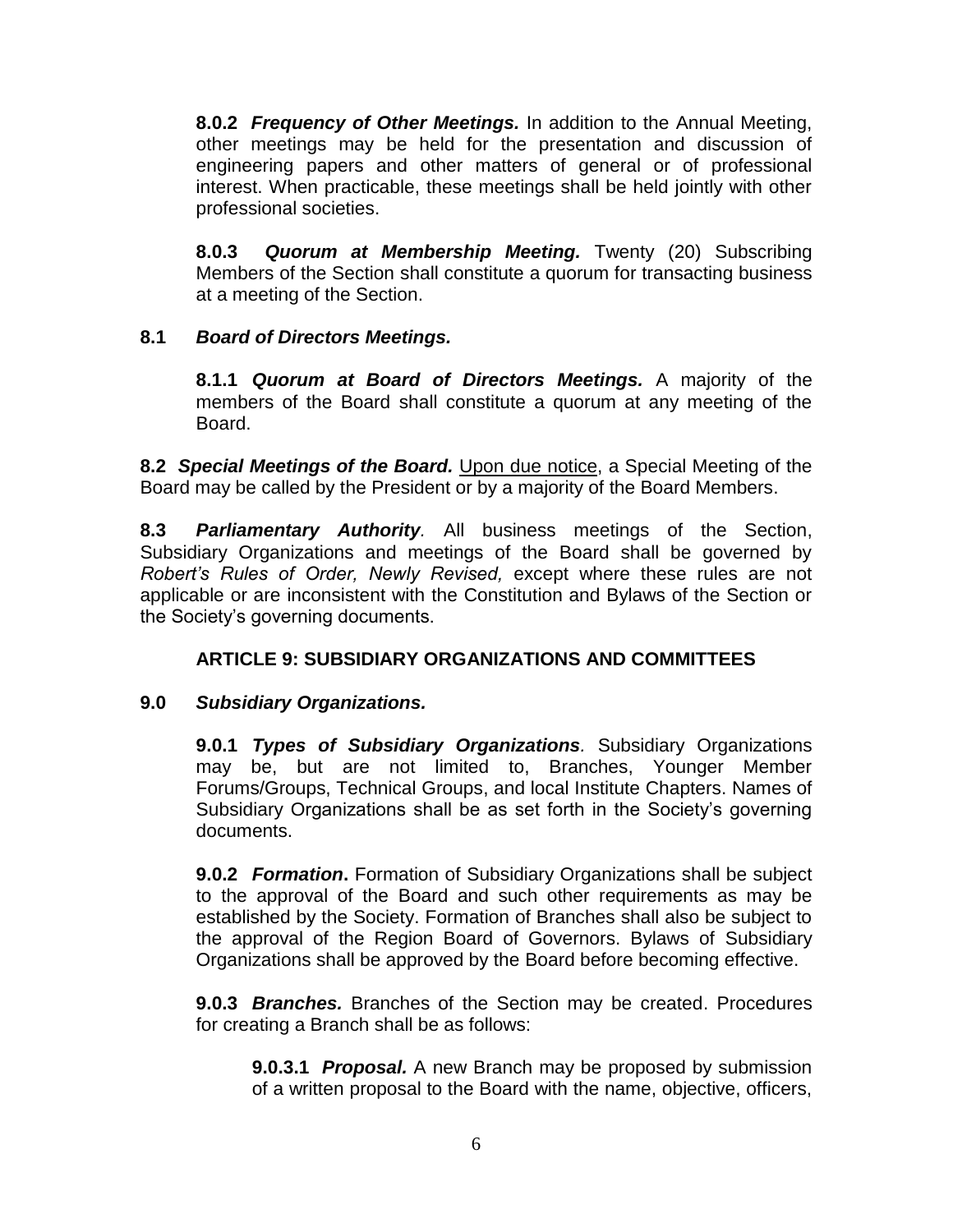**8.0.2** ***Frequency of Other Meetings.*** In addition to the Annual Meeting, other meetings may be held for the presentation and discussion of engineering papers and other matters of general or of professional interest. When practicable, these meetings shall be held jointly with other professional societies.

**8.0.3** ***Quorum at Membership Meeting.*** Twenty (20) Subscribing Members of the Section shall constitute a quorum for transacting business at a meeting of the Section.

**8.1** ***Board of Directors Meetings.***

**8.1.1** ***Quorum at Board of Directors Meetings.*** A majority of the members of the Board shall constitute a quorum at any meeting of the Board.

**8.2** ***Special Meetings of the Board.*** <u>Upon due notice</u>, a Special Meeting of the Board may be called by the President or by a majority of the Board Members.

**8.3** ***Parliamentary Authority**.* All business meetings of the Section, Subsidiary Organizations and meetings of the Board shall be governed by *Robert's Rules of Order, Newly Revised,* except where these rules are not applicable or are inconsistent with the Constitution and Bylaws of the Section or the Society's governing documents.

## ARTICLE 9: SUBSIDIARY ORGANIZATIONS AND COMMITTEES

**9.0** ***Subsidiary Organizations.***

**9.0.1** ***Types of Subsidiary Organizations**.* Subsidiary Organizations may be, but are not limited to, Branches, Younger Member Forums/Groups, Technical Groups, and local Institute Chapters. Names of Subsidiary Organizations shall be as set forth in the Society's governing documents.

**9.0.2** ***Formation*****.** Formation of Subsidiary Organizations shall be subject to the approval of the Board and such other requirements as may be established by the Society. Formation of Branches shall also be subject to the approval of the Region Board of Governors. Bylaws of Subsidiary Organizations shall be approved by the Board before becoming effective.

**9.0.3** ***Branches.*** Branches of the Section may be created. Procedures for creating a Branch shall be as follows:

**9.0.3.1** ***Proposal.*** A new Branch may be proposed by submission of a written proposal to the Board with the name, objective, officers,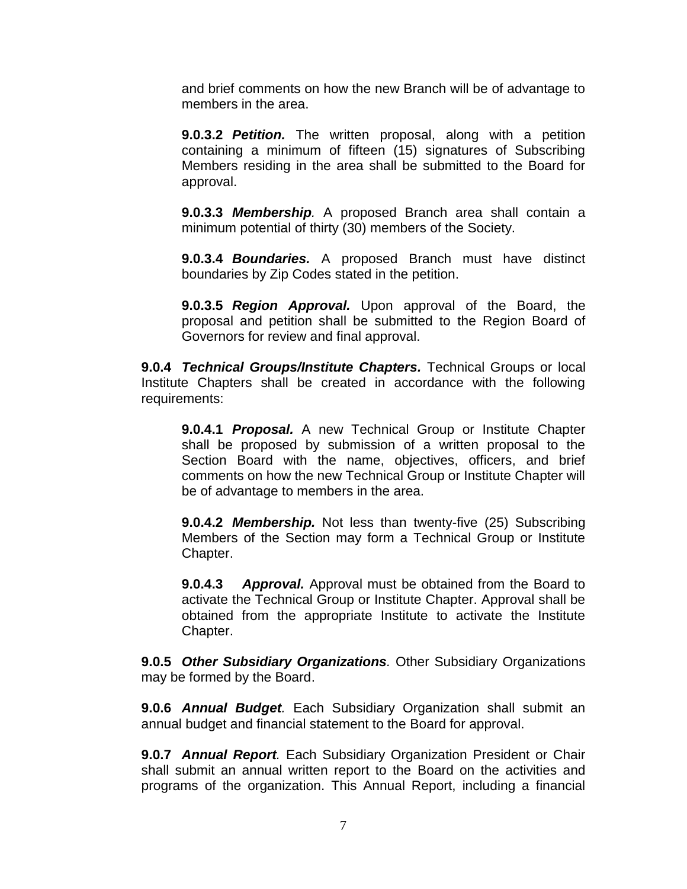and brief comments on how the new Branch will be of advantage to members in the area.

**9.0.3.2** ***Petition.*** The written proposal, along with a petition containing a minimum of fifteen (15) signatures of Subscribing Members residing in the area shall be submitted to the Board for approval.

**9.0.3.3** ***Membership***. A proposed Branch area shall contain a minimum potential of thirty (30) members of the Society.

**9.0.3.4** ***Boundaries.*** A proposed Branch must have distinct boundaries by Zip Codes stated in the petition.

**9.0.3.5** ***Region Approval.*** Upon approval of the Board, the proposal and petition shall be submitted to the Region Board of Governors for review and final approval.

**9.0.4** ***Technical Groups/Institute Chapters.*** Technical Groups or local Institute Chapters shall be created in accordance with the following requirements:

**9.0.4.1** ***Proposal.*** A new Technical Group or Institute Chapter shall be proposed by submission of a written proposal to the Section Board with the name, objectives, officers, and brief comments on how the new Technical Group or Institute Chapter will be of advantage to members in the area.

**9.0.4.2** ***Membership.*** Not less than twenty-five (25) Subscribing Members of the Section may form a Technical Group or Institute Chapter.

**9.0.4.3** ***Approval.*** Approval must be obtained from the Board to activate the Technical Group or Institute Chapter. Approval shall be obtained from the appropriate Institute to activate the Institute Chapter.

**9.0.5** ***Other Subsidiary Organizations***. Other Subsidiary Organizations may be formed by the Board.

**9.0.6** ***Annual Budget***. Each Subsidiary Organization shall submit an annual budget and financial statement to the Board for approval.

**9.0.7** ***Annual Report***. Each Subsidiary Organization President or Chair shall submit an annual written report to the Board on the activities and programs of the organization. This Annual Report, including a financial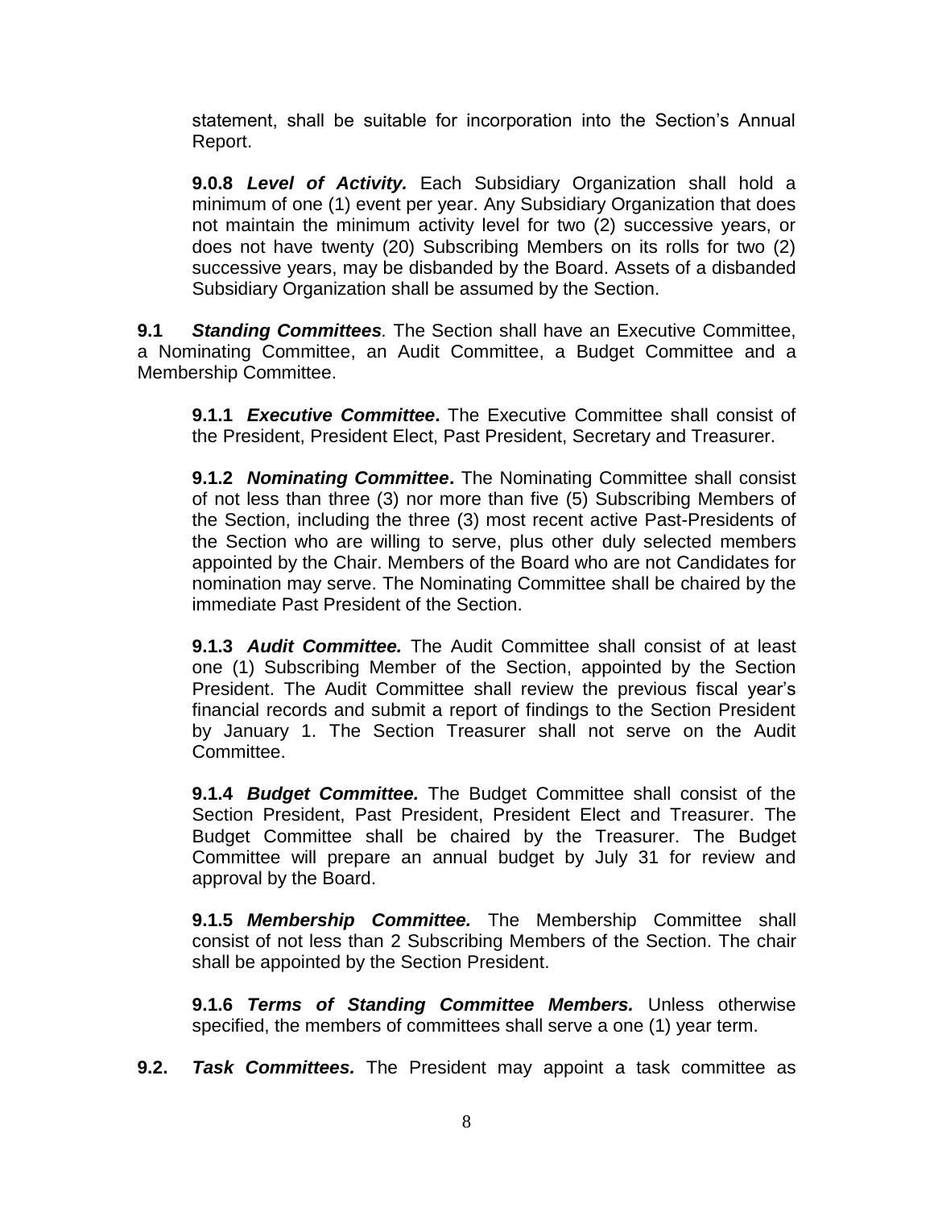statement, shall be suitable for incorporation into the Section's Annual Report.

**9.0.8** ***Level of Activity.*** Each Subsidiary Organization shall hold a minimum of one (1) event per year. Any Subsidiary Organization that does not maintain the minimum activity level for two (2) successive years, or does not have twenty (20) Subscribing Members on its rolls for two (2) successive years, may be disbanded by the Board. Assets of a disbanded Subsidiary Organization shall be assumed by the Section.

**9.1** ***Standing Committees****.* The Section shall have an Executive Committee, a Nominating Committee, an Audit Committee, a Budget Committee and a Membership Committee.

**9.1.1** ***Executive Committee*****.** The Executive Committee shall consist of the President, President Elect, Past President, Secretary and Treasurer.

**9.1.2** ***Nominating Committee*****.** The Nominating Committee shall consist of not less than three (3) nor more than five (5) Subscribing Members of the Section, including the three (3) most recent active Past-Presidents of the Section who are willing to serve, plus other duly selected members appointed by the Chair. Members of the Board who are not Candidates for nomination may serve. The Nominating Committee shall be chaired by the immediate Past President of the Section.

**9.1.3** ***Audit Committee.*** The Audit Committee shall consist of at least one (1) Subscribing Member of the Section, appointed by the Section President. The Audit Committee shall review the previous fiscal year's financial records and submit a report of findings to the Section President by January 1. The Section Treasurer shall not serve on the Audit Committee.

**9.1.4** ***Budget Committee.*** The Budget Committee shall consist of the Section President, Past President, President Elect and Treasurer. The Budget Committee shall be chaired by the Treasurer. The Budget Committee will prepare an annual budget by July 31 for review and approval by the Board.

**9.1.5** ***Membership Committee.*** The Membership Committee shall consist of not less than 2 Subscribing Members of the Section. The chair shall be appointed by the Section President.

**9.1.6** ***Terms of Standing Committee Members.*** Unless otherwise specified, the members of committees shall serve a one (1) year term.

**9.2.** ***Task Committees.*** The President may appoint a task committee as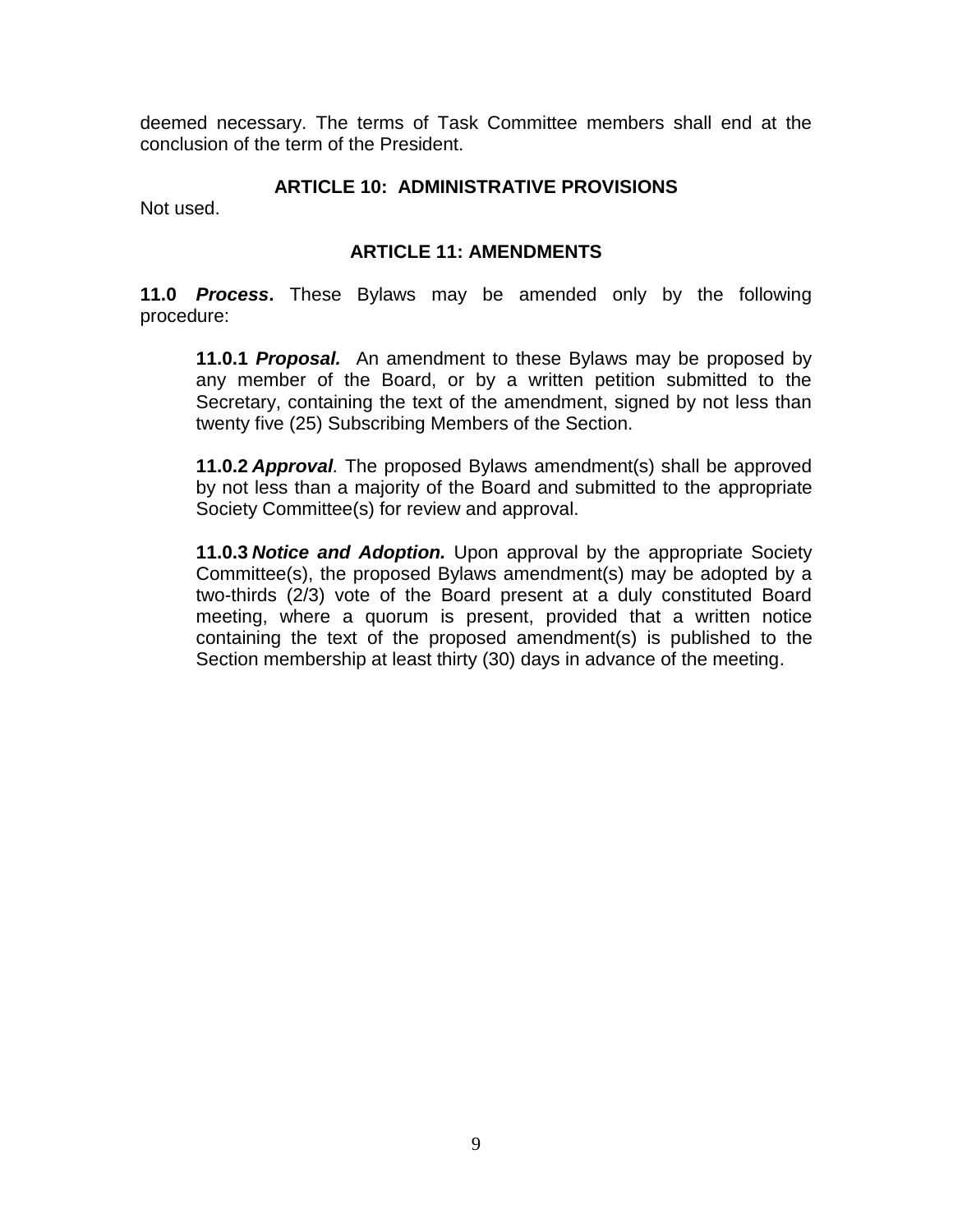deemed necessary. The terms of Task Committee members shall end at the conclusion of the term of the President.

## ARTICLE 10: ADMINISTRATIVE PROVISIONS

Not used.

## ARTICLE 11: AMENDMENTS

**11.0 *Process*.** These Bylaws may be amended only by the following procedure:

> **11.0.1 *Proposal.*** An amendment to these Bylaws may be proposed by any member of the Board, or by a written petition submitted to the Secretary, containing the text of the amendment, signed by not less than twenty five (25) Subscribing Members of the Section.
>
> **11.0.2 *Approval*.** The proposed Bylaws amendment(s) shall be approved by not less than a majority of the Board and submitted to the appropriate Society Committee(s) for review and approval.
>
> **11.0.3 *Notice and Adoption.*** Upon approval by the appropriate Society Committee(s), the proposed Bylaws amendment(s) may be adopted by a two-thirds (2/3) vote of the Board present at a duly constituted Board meeting, where a quorum is present, provided that a written notice containing the text of the proposed amendment(s) is published to the Section membership at least thirty (30) days in advance of the meeting.